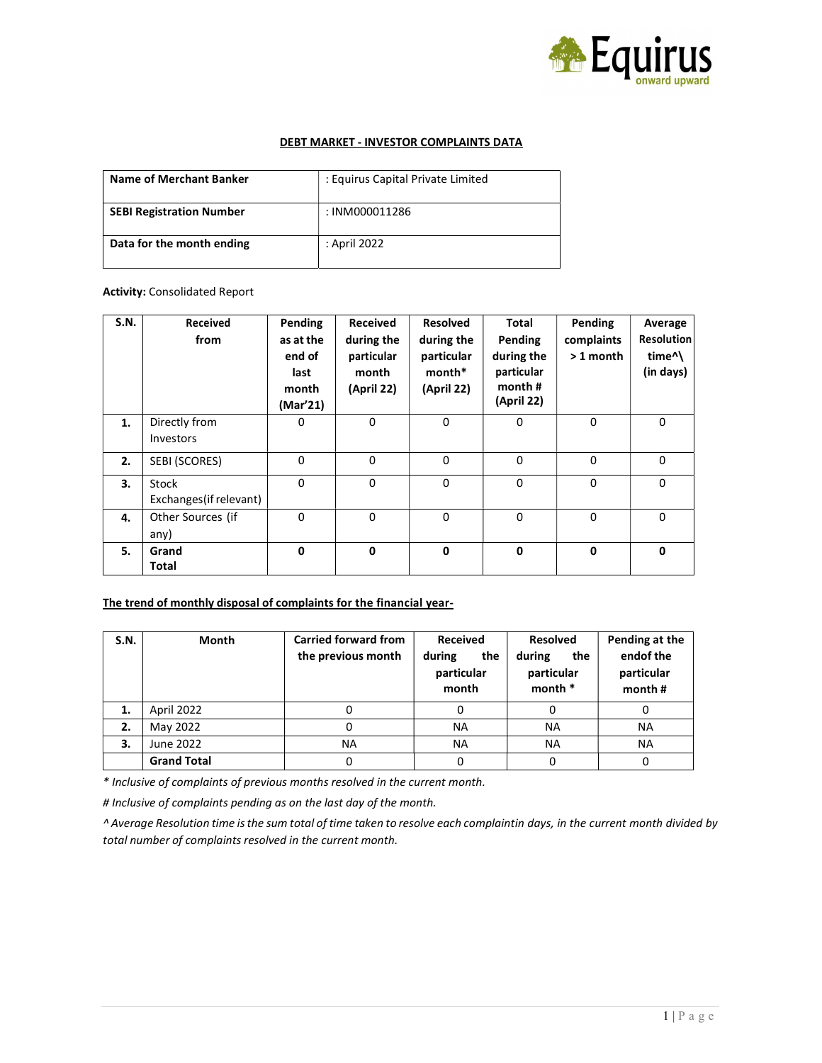## DEBT MARKET - INVESTOR COMPLAINTS DATA

| Name of Merchant Banker | : Equirus Capital Private Limited |
|---|---|
| SEBI Registration Number | : INM000011286 |
| Data for the month ending | : April 2022 |

**Activity:** Consolidated Report

| S.N. | Received from | Pending as at the end of last month (Mar'21) | Received during the particular month (April 22) | Resolved during the particular month* (April 22) | Total Pending during the particular month # (April 22) | Pending complaints > 1 month | Average Resolution time^\ (in days) |
|---|---|---|---|---|---|---|---|
| **1.** | Directly from Investors | 0 | 0 | 0 | 0 | 0 | 0 |
| **2.** | SEBI (SCORES) | 0 | 0 | 0 | 0 | 0 | 0 |
| **3.** | Stock Exchanges(if relevant) | 0 | 0 | 0 | 0 | 0 | 0 |
| **4.** | Other Sources (if any) | 0 | 0 | 0 | 0 | 0 | 0 |
| **5.** | **Grand Total** | **0** | **0** | **0** | **0** | **0** | **0** |

**The trend of monthly disposal of complaints for the financial year-**

| S.N. | Month | Carried forward from the previous month | Received during the particular month | Resolved during the particular month * | Pending at the endof the particular month # |
|---|---|---|---|---|---|
| **1.** | April 2022 | 0 | 0 | 0 | 0 |
| **2.** | May 2022 | 0 | NA | NA | NA |
| **3.** | June 2022 | NA | NA | NA | NA |
| | **Grand Total** | 0 | 0 | 0 | 0 |

*\* Inclusive of complaints of previous months resolved in the current month.*

*# Inclusive of complaints pending as on the last day of the month.*

*^ Average Resolution time is the sum total of time taken to resolve each complaintin days, in the current month divided by total number of complaints resolved in the current month.*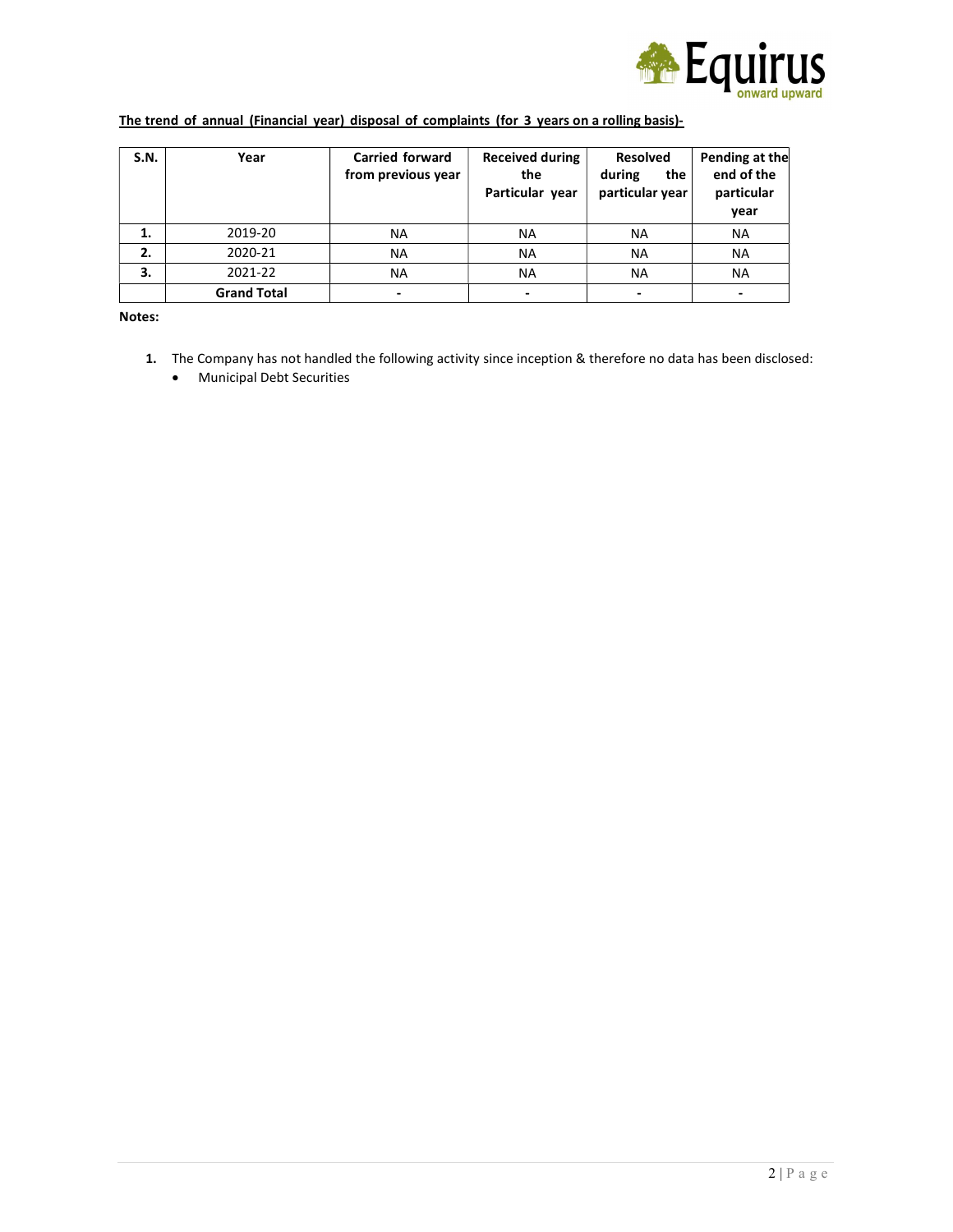**The trend of annual (Financial year) disposal of complaints (for 3 years on a rolling basis)-**

| S.N. | Year | Carried forward from previous year | Received during the Particular year | Resolved during the particular year | Pending at the end of the particular year |
|---|---|---|---|---|---|
| 1. | 2019-20 | NA | NA | NA | NA |
| 2. | 2020-21 | NA | NA | NA | NA |
| 3. | 2021-22 | NA | NA | NA | NA |
| | **Grand Total** | - | - | - | - |

**Notes:**

1. The Company has not handled the following activity since inception & therefore no data has been disclosed:
   - Municipal Debt Securities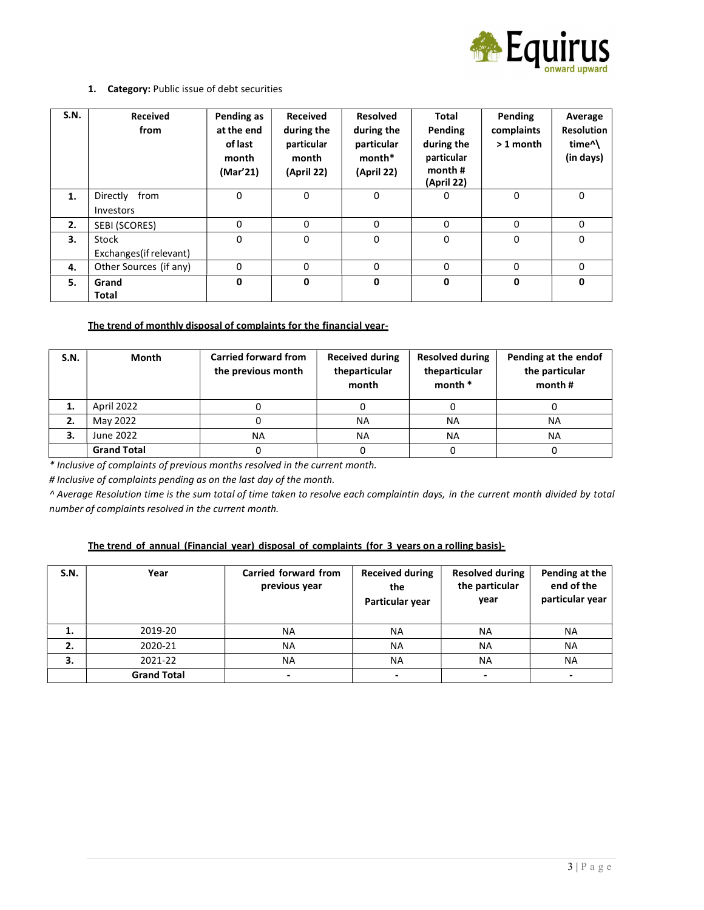1. **Category:** Public issue of debt securities

| S.N. | Received from | Pending as at the end of last month (Mar'21) | Received during the particular month (April 22) | Resolved during the particular month* (April 22) | Total Pending during the particular month # (April 22) | Pending complaints > 1 month | Average Resolution time^\ (in days) |
|---|---|---|---|---|---|---|---|
| **1.** | Directly from Investors | 0 | 0 | 0 | 0 | 0 | 0 |
| **2.** | SEBI (SCORES) | 0 | 0 | 0 | 0 | 0 | 0 |
| **3.** | Stock Exchanges(if relevant) | 0 | 0 | 0 | 0 | 0 | 0 |
| **4.** | Other Sources (if any) | 0 | 0 | 0 | 0 | 0 | 0 |
| **5.** | **Grand Total** | **0** | **0** | **0** | **0** | **0** | **0** |

**<u>The trend of monthly disposal of complaints for the financial year-</u>**

| S.N. | Month | Carried forward from the previous month | Received during theparticular month | Resolved during theparticular month * | Pending at the endof the particular month # |
|---|---|---|---|---|---|
| **1.** | April 2022 | 0 | 0 | 0 | 0 |
| **2.** | May 2022 | 0 | NA | NA | NA |
| **3.** | June 2022 | NA | NA | NA | NA |
| | **Grand Total** | 0 | 0 | 0 | 0 |

*\* Inclusive of complaints of previous months resolved in the current month.*

*# Inclusive of complaints pending as on the last day of the month.*

*^ Average Resolution time is the sum total of time taken to resolve each complaintin days, in the current month divided by total number of complaints resolved in the current month.*

**<u>The trend of annual (Financial year) disposal of complaints (for 3 years on a rolling basis)-</u>**

| S.N. | Year | Carried forward from previous year | Received during the Particular year | Resolved during the particular year | Pending at the end of the particular year |
|---|---|---|---|---|---|
| **1.** | 2019-20 | NA | NA | NA | NA |
| **2.** | 2020-21 | NA | NA | NA | NA |
| **3.** | 2021-22 | NA | NA | NA | NA |
| | **Grand Total** | - | - | - | - |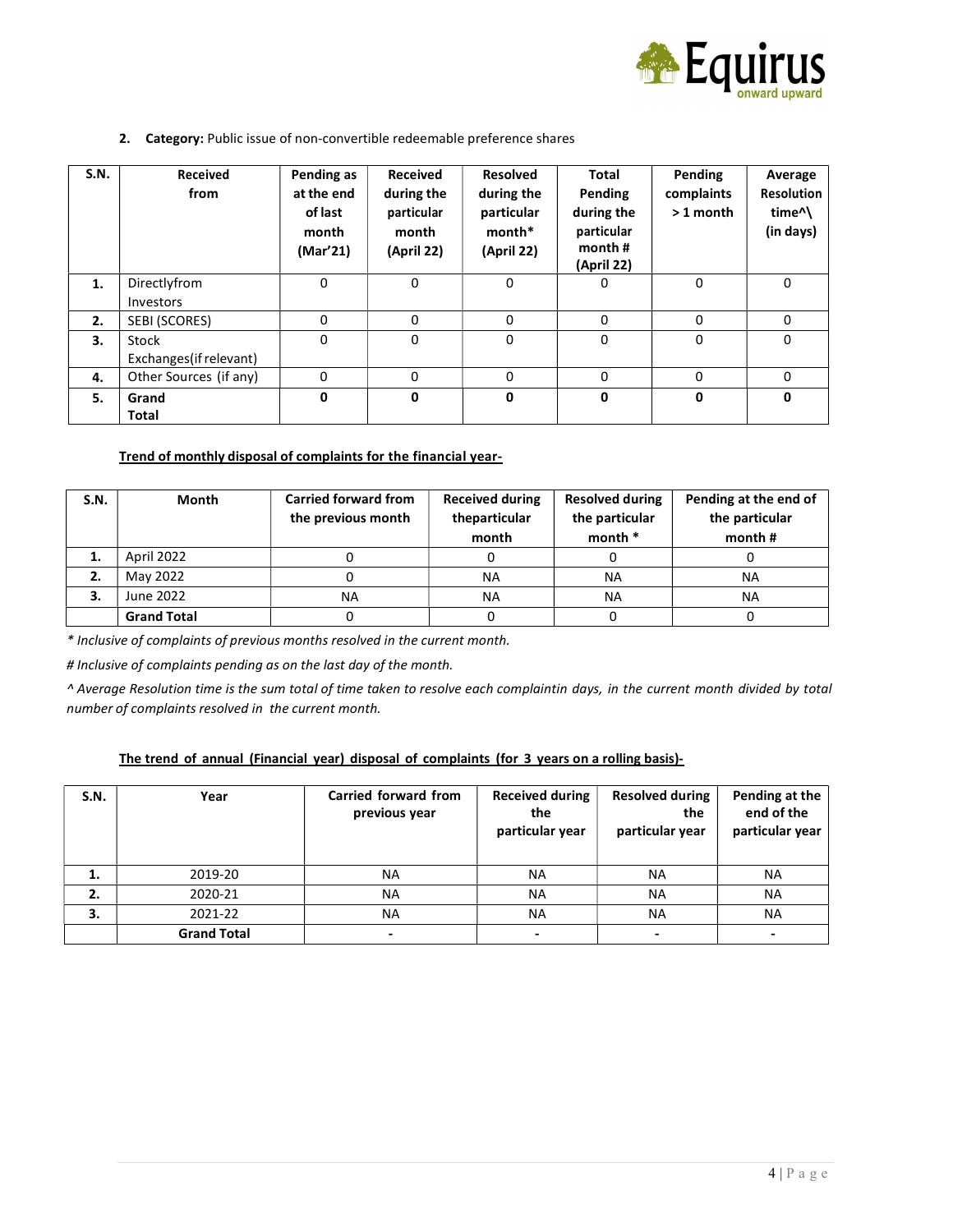2. **Category:** Public issue of non-convertible redeemable preference shares

| S.N. | Received from | Pending as at the end of last month (Mar'21) | Received during the particular month (April 22) | Resolved during the particular month* (April 22) | Total Pending during the particular month # (April 22) | Pending complaints > 1 month | Average Resolution time^\ (in days) |
|---|---|---|---|---|---|---|---|
| **1.** | Directlyfrom Investors | 0 | 0 | 0 | 0 | 0 | 0 |
| **2.** | SEBI (SCORES) | 0 | 0 | 0 | 0 | 0 | 0 |
| **3.** | Stock Exchanges(if relevant) | 0 | 0 | 0 | 0 | 0 | 0 |
| **4.** | Other Sources (if any) | 0 | 0 | 0 | 0 | 0 | 0 |
| **5.** | **Grand Total** | **0** | **0** | **0** | **0** | **0** | **0** |

**Trend of monthly disposal of complaints for the financial year-**

| S.N. | Month | Carried forward from the previous month | Received during theparticular month | Resolved during the particular month * | Pending at the end of the particular month # |
|---|---|---|---|---|---|
| **1.** | April 2022 | 0 | 0 | 0 | 0 |
| **2.** | May 2022 | 0 | NA | NA | NA |
| **3.** | June 2022 | NA | NA | NA | NA |
| | **Grand Total** | 0 | 0 | 0 | 0 |

*\* Inclusive of complaints of previous months resolved in the current month.*

*# Inclusive of complaints pending as on the last day of the month.*

*^ Average Resolution time is the sum total of time taken to resolve each complaintin days, in the current month divided by total number of complaints resolved in the current month.*

**The trend of annual (Financial year) disposal of complaints (for 3 years on a rolling basis)-**

| S.N. | Year | Carried forward from previous year | Received during the particular year | Resolved during the particular year | Pending at the end of the particular year |
|---|---|---|---|---|---|
| **1.** | 2019-20 | NA | NA | NA | NA |
| **2.** | 2020-21 | NA | NA | NA | NA |
| **3.** | 2021-22 | NA | NA | NA | NA |
| | **Grand Total** | - | - | - | - |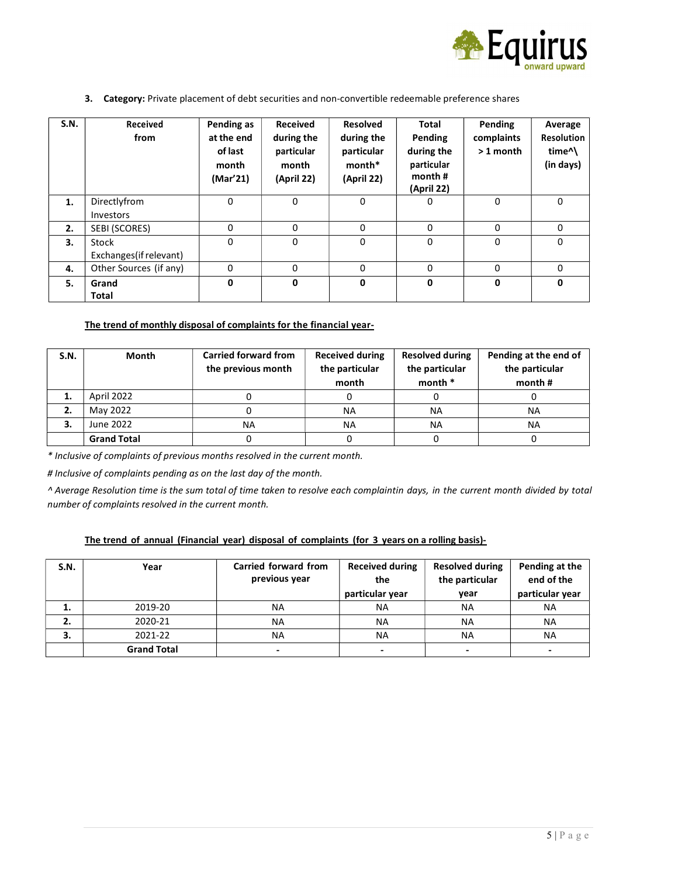3. **Category:** Private placement of debt securities and non-convertible redeemable preference shares

| S.N. | Received from | Pending as at the end of last month (Mar'21) | Received during the particular month (April 22) | Resolved during the particular month* (April 22) | Total Pending during the particular month # (April 22) | Pending complaints > 1 month | Average Resolution time^\ (in days) |
|---|---|---|---|---|---|---|---|
| **1.** | Directlyfrom Investors | 0 | 0 | 0 | 0 | 0 | 0 |
| **2.** | SEBI (SCORES) | 0 | 0 | 0 | 0 | 0 | 0 |
| **3.** | Stock Exchanges(if relevant) | 0 | 0 | 0 | 0 | 0 | 0 |
| **4.** | Other Sources (if any) | 0 | 0 | 0 | 0 | 0 | 0 |
| **5.** | **Grand Total** | **0** | **0** | **0** | **0** | **0** | **0** |

**The trend of monthly disposal of complaints for the financial year-**

| S.N. | Month | Carried forward from the previous month | Received during the particular month | Resolved during the particular month * | Pending at the end of the particular month # |
|---|---|---|---|---|---|
| **1.** | April 2022 | 0 | 0 | 0 | 0 |
| **2.** | May 2022 | 0 | NA | NA | NA |
| **3.** | June 2022 | NA | NA | NA | NA |
| | **Grand Total** | 0 | 0 | 0 | 0 |

*\* Inclusive of complaints of previous months resolved in the current month.*

*# Inclusive of complaints pending as on the last day of the month.*

*^ Average Resolution time is the sum total of time taken to resolve each complaintin days, in the current month divided by total number of complaints resolved in the current month.*

**The trend of annual (Financial year) disposal of complaints (for 3 years on a rolling basis)-**

| S.N. | Year | Carried forward from previous year | Received during the particular year | Resolved during the particular year | Pending at the end of the particular year |
|---|---|---|---|---|---|
| **1.** | 2019-20 | NA | NA | NA | NA |
| **2.** | 2020-21 | NA | NA | NA | NA |
| **3.** | 2021-22 | NA | NA | NA | NA |
| | **Grand Total** | - | - | - | - |